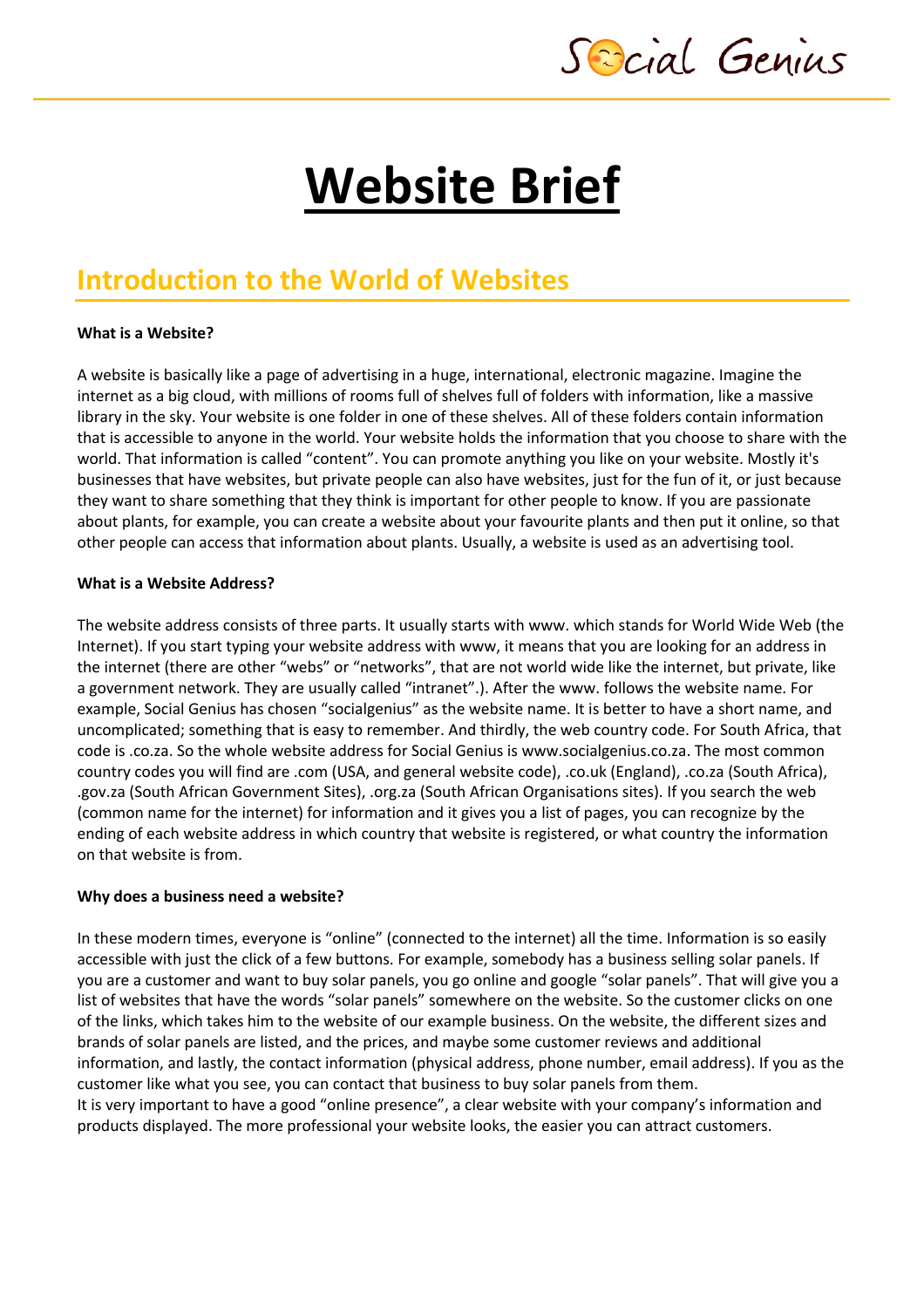# Website Brief

## Introduction to the World of Websites

**What is a Website?**

A website is basically like a page of advertising in a huge, international, electronic magazine. Imagine the internet as a big cloud, with millions of rooms full of shelves full of folders with information, like a massive library in the sky. Your website is one folder in one of these shelves. All of these folders contain information that is accessible to anyone in the world. Your website holds the information that you choose to share with the world. That information is called "content". You can promote anything you like on your website. Mostly it's businesses that have websites, but private people can also have websites, just for the fun of it, or just because they want to share something that they think is important for other people to know. If you are passionate about plants, for example, you can create a website about your favourite plants and then put it online, so that other people can access that information about plants. Usually, a website is used as an advertising tool.

**What is a Website Address?**

The website address consists of three parts. It usually starts with www. which stands for World Wide Web (the Internet). If you start typing your website address with www, it means that you are looking for an address in the internet (there are other "webs" or "networks", that are not world wide like the internet, but private, like a government network. They are usually called "intranet".). After the www. follows the website name. For example, Social Genius has chosen "socialgenius" as the website name. It is better to have a short name, and uncomplicated; something that is easy to remember. And thirdly, the web country code. For South Africa, that code is .co.za. So the whole website address for Social Genius is www.socialgenius.co.za. The most common country codes you will find are .com (USA, and general website code), .co.uk (England), .co.za (South Africa), .gov.za (South African Government Sites), .org.za (South African Organisations sites). If you search the web (common name for the internet) for information and it gives you a list of pages, you can recognize by the ending of each website address in which country that website is registered, or what country the information on that website is from.

**Why does a business need a website?**

In these modern times, everyone is "online" (connected to the internet) all the time. Information is so easily accessible with just the click of a few buttons. For example, somebody has a business selling solar panels. If you are a customer and want to buy solar panels, you go online and google "solar panels". That will give you a list of websites that have the words "solar panels" somewhere on the website. So the customer clicks on one of the links, which takes him to the website of our example business. On the website, the different sizes and brands of solar panels are listed, and the prices, and maybe some customer reviews and additional information, and lastly, the contact information (physical address, phone number, email address). If you as the customer like what you see, you can contact that business to buy solar panels from them.
It is very important to have a good "online presence", a clear website with your company's information and products displayed. The more professional your website looks, the easier you can attract customers.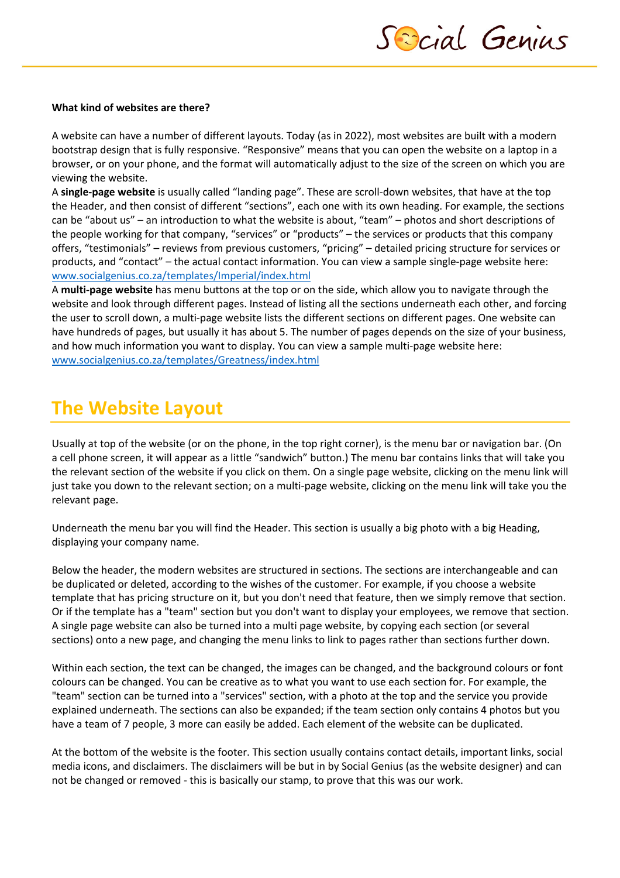**What kind of websites are there?**

A website can have a number of different layouts. Today (as in 2022), most websites are built with a modern bootstrap design that is fully responsive. “Responsive” means that you can open the website on a laptop in a browser, or on your phone, and the format will automatically adjust to the size of the screen on which you are viewing the website.

A **single-page website** is usually called “landing page”. These are scroll-down websites, that have at the top the Header, and then consist of different “sections”, each one with its own heading. For example, the sections can be “about us” – an introduction to what the website is about, “team” – photos and short descriptions of the people working for that company, “services” or “products” – the services or products that this company offers, “testimonials” – reviews from previous customers, “pricing” – detailed pricing structure for services or products, and “contact” – the actual contact information. You can view a sample single-page website here: [www.socialgenius.co.za/templates/Imperial/index.html](www.socialgenius.co.za/templates/Imperial/index.html)

A **multi-page website** has menu buttons at the top or on the side, which allow you to navigate through the website and look through different pages. Instead of listing all the sections underneath each other, and forcing the user to scroll down, a multi-page website lists the different sections on different pages. One website can have hundreds of pages, but usually it has about 5. The number of pages depends on the size of your business, and how much information you want to display. You can view a sample multi-page website here: [www.socialgenius.co.za/templates/Greatness/index.html](www.socialgenius.co.za/templates/Greatness/index.html)

## The Website Layout

Usually at top of the website (or on the phone, in the top right corner), is the menu bar or navigation bar. (On a cell phone screen, it will appear as a little “sandwich” button.) The menu bar contains links that will take you the relevant section of the website if you click on them. On a single page website, clicking on the menu link will just take you down to the relevant section; on a multi-page website, clicking on the menu link will take you the relevant page.

Underneath the menu bar you will find the Header. This section is usually a big photo with a big Heading, displaying your company name.

Below the header, the modern websites are structured in sections. The sections are interchangeable and can be duplicated or deleted, according to the wishes of the customer. For example, if you choose a website template that has pricing structure on it, but you don't need that feature, then we simply remove that section. Or if the template has a "team" section but you don't want to display your employees, we remove that section. A single page website can also be turned into a multi page website, by copying each section (or several sections) onto a new page, and changing the menu links to link to pages rather than sections further down.

Within each section, the text can be changed, the images can be changed, and the background colours or font colours can be changed. You can be creative as to what you want to use each section for. For example, the "team" section can be turned into a "services" section, with a photo at the top and the service you provide explained underneath. The sections can also be expanded; if the team section only contains 4 photos but you have a team of 7 people, 3 more can easily be added. Each element of the website can be duplicated.

At the bottom of the website is the footer. This section usually contains contact details, important links, social media icons, and disclaimers. The disclaimers will be but in by Social Genius (as the website designer) and can not be changed or removed - this is basically our stamp, to prove that this was our work.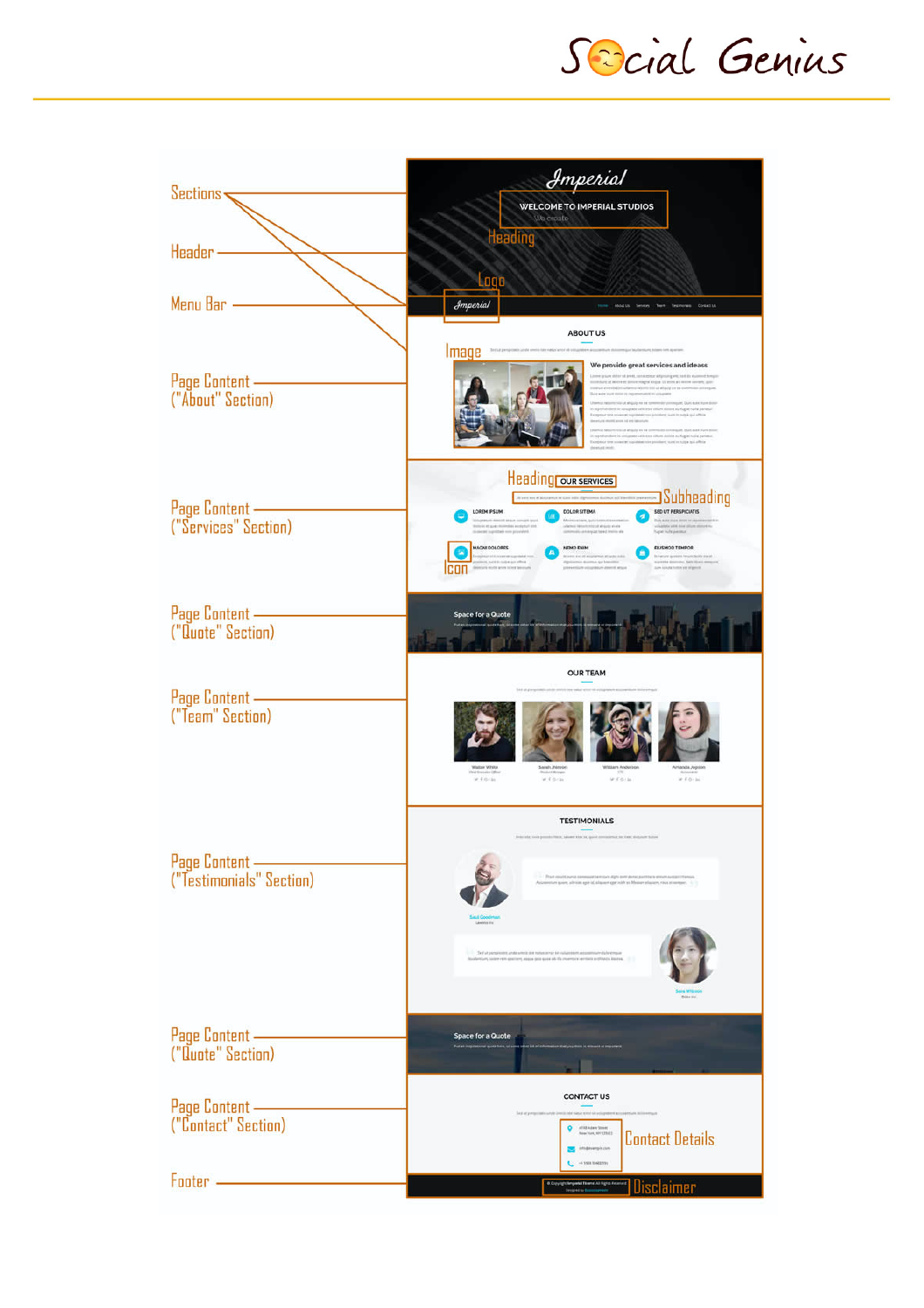Sections

Header

Menu Bar

Page Content ("About" Section)

Page Content ("Services" Section)

Page Content ("Quote" Section)

Page Content ("Team" Section)

Page Content ("Testimonials" Section)

Page Content ("Quote" Section)

Page Content ("Contact" Section)

Footer

Imperial

WELCOME TO IMPERIAL STUDIOS

We create

Heading

Logo

Imperial

Home About Us Services Team Testimonials Contact Us

ABOUT US

Image

We provide great services and ideas

Heading

OUR SERVICES

Subheading

LOREM IPSUM

DOLOR SITEMA

SED UT PERSPICIATIS

MAGNI DOLORES

NEMO ENIM

EIUSMOD TEMPOR

Icon

Space for a Quote

OUR TEAM

Walter White

Sarah Jhinson

William Anderson

Amanda Jepson

TESTIMONIALS

Saul Goodman

Sara Wilsson

Space for a Quote

CONTACT US

Contact Details

Disclaimer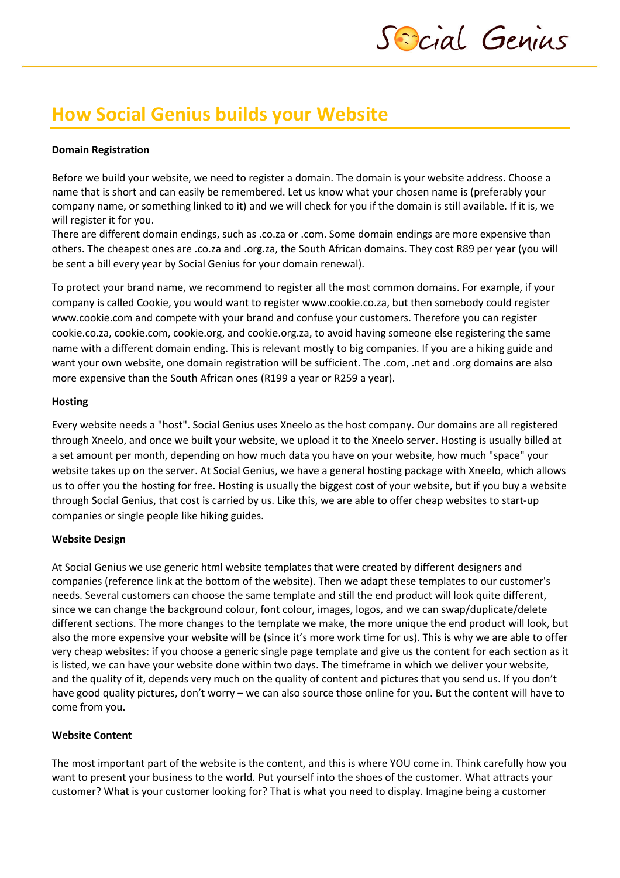# How Social Genius builds your Website

**Domain Registration**

Before we build your website, we need to register a domain. The domain is your website address. Choose a name that is short and can easily be remembered. Let us know what your chosen name is (preferably your company name, or something linked to it) and we will check for you if the domain is still available. If it is, we will register it for you.
There are different domain endings, such as .co.za or .com. Some domain endings are more expensive than others. The cheapest ones are .co.za and .org.za, the South African domains. They cost R89 per year (you will be sent a bill every year by Social Genius for your domain renewal).

To protect your brand name, we recommend to register all the most common domains. For example, if your company is called Cookie, you would want to register www.cookie.co.za, but then somebody could register www.cookie.com and compete with your brand and confuse your customers. Therefore you can register cookie.co.za, cookie.com, cookie.org, and cookie.org.za, to avoid having someone else registering the same name with a different domain ending. This is relevant mostly to big companies. If you are a hiking guide and want your own website, one domain registration will be sufficient. The .com, .net and .org domains are also more expensive than the South African ones (R199 a year or R259 a year).

**Hosting**

Every website needs a "host". Social Genius uses Xneelo as the host company. Our domains are all registered through Xneelo, and once we built your website, we upload it to the Xneelo server. Hosting is usually billed at a set amount per month, depending on how much data you have on your website, how much "space" your website takes up on the server. At Social Genius, we have a general hosting package with Xneelo, which allows us to offer you the hosting for free. Hosting is usually the biggest cost of your website, but if you buy a website through Social Genius, that cost is carried by us. Like this, we are able to offer cheap websites to start-up companies or single people like hiking guides.

**Website Design**

At Social Genius we use generic html website templates that were created by different designers and companies (reference link at the bottom of the website). Then we adapt these templates to our customer's needs. Several customers can choose the same template and still the end product will look quite different, since we can change the background colour, font colour, images, logos, and we can swap/duplicate/delete different sections. The more changes to the template we make, the more unique the end product will look, but also the more expensive your website will be (since it's more work time for us). This is why we are able to offer very cheap websites: if you choose a generic single page template and give us the content for each section as it is listed, we can have your website done within two days. The timeframe in which we deliver your website, and the quality of it, depends very much on the quality of content and pictures that you send us. If you don't have good quality pictures, don't worry – we can also source those online for you. But the content will have to come from you.

**Website Content**

The most important part of the website is the content, and this is where YOU come in. Think carefully how you want to present your business to the world. Put yourself into the shoes of the customer. What attracts your customer? What is your customer looking for? That is what you need to display. Imagine being a customer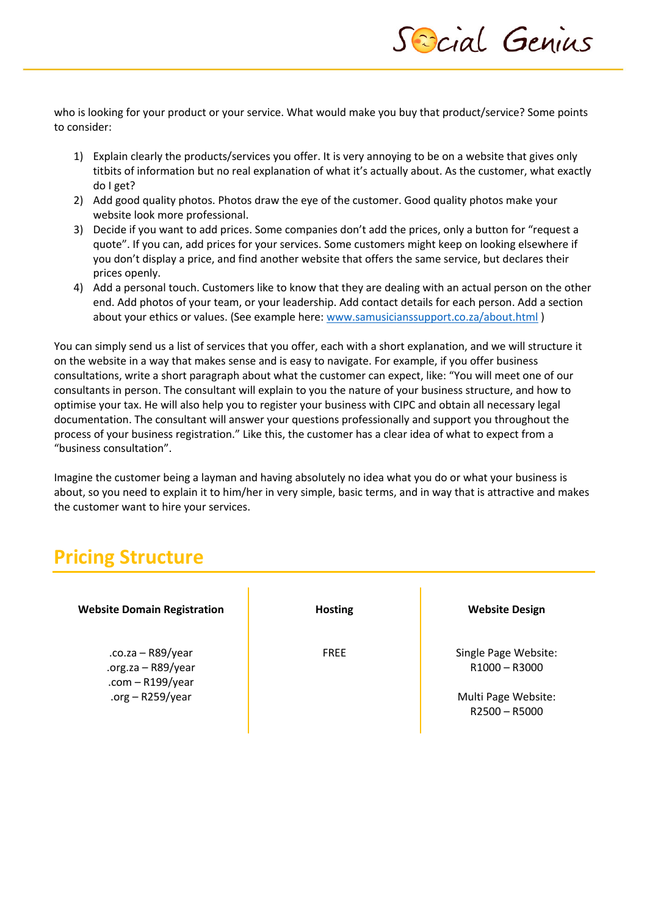who is looking for your product or your service. What would make you buy that product/service? Some points to consider:

1) Explain clearly the products/services you offer. It is very annoying to be on a website that gives only titbits of information but no real explanation of what it's actually about. As the customer, what exactly do I get?
2) Add good quality photos. Photos draw the eye of the customer. Good quality photos make your website look more professional.
3) Decide if you want to add prices. Some companies don't add the prices, only a button for "request a quote". If you can, add prices for your services. Some customers might keep on looking elsewhere if you don't display a price, and find another website that offers the same service, but declares their prices openly.
4) Add a personal touch. Customers like to know that they are dealing with an actual person on the other end. Add photos of your team, or your leadership. Add contact details for each person. Add a section about your ethics or values. (See example here: [www.samusicianssupport.co.za/about.html](www.samusicianssupport.co.za/about.html) )

You can simply send us a list of services that you offer, each with a short explanation, and we will structure it on the website in a way that makes sense and is easy to navigate. For example, if you offer business consultations, write a short paragraph about what the customer can expect, like: "You will meet one of our consultants in person. The consultant will explain to you the nature of your business structure, and how to optimise your tax. He will also help you to register your business with CIPC and obtain all necessary legal documentation. The consultant will answer your questions professionally and support you throughout the process of your business registration." Like this, the customer has a clear idea of what to expect from a "business consultation".

Imagine the customer being a layman and having absolutely no idea what you do or what your business is about, so you need to explain it to him/her in very simple, basic terms, and in way that is attractive and makes the customer want to hire your services.

## Pricing Structure

| Website Domain Registration | Hosting | Website Design |
|---|---|---|
| .co.za – R89/year<br>.org.za – R89/year<br>.com – R199/year<br>.org – R259/year | FREE | Single Page Website:<br>R1000 – R3000<br><br>Multi Page Website:<br>R2500 – R5000 |